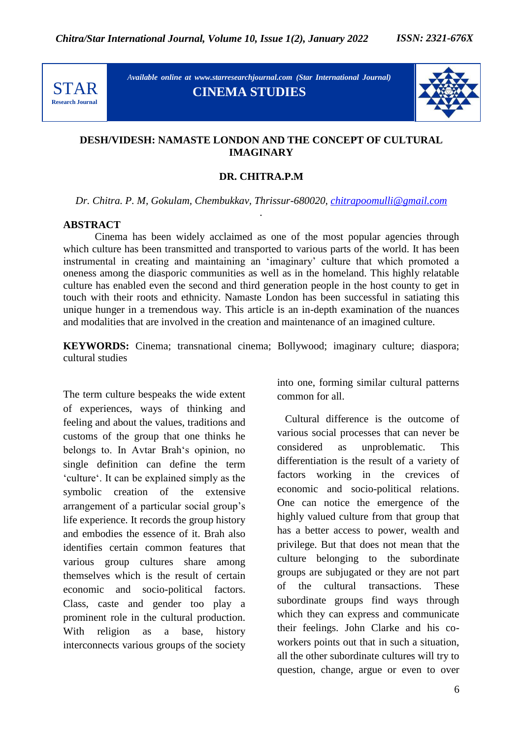Available online at www.starresearchjournal.com (Star International Journal)

**CINEMA STUDIES**

# DESH/VIDESH: NAMASTE LONDON AND THE CONCEPT OF CULTURAL IMAGINARY

**DR. CHITRA.P.M**

*Dr. Chitra. P. M, Gokulam, Chembukkav, Thrissur-680020, chitrapoomulli@gmail.com*

## ABSTRACT

Cinema has been widely acclaimed as one of the most popular agencies through which culture has been transmitted and transported to various parts of the world. It has been instrumental in creating and maintaining an 'imaginary' culture that which promoted a oneness among the diasporic communities as well as in the homeland. This highly relatable culture has enabled even the second and third generation people in the host county to get in touch with their roots and ethnicity. Namaste London has been successful in satiating this unique hunger in a tremendous way. This article is an in-depth examination of the nuances and modalities that are involved in the creation and maintenance of an imagined culture.

**KEYWORDS:** Cinema; transnational cinema; Bollywood; imaginary culture; diaspora; cultural studies

The term culture bespeaks the wide extent of experiences, ways of thinking and feeling and about the values, traditions and customs of the group that one thinks he belongs to. In Avtar Brah's opinion, no single definition can define the term 'culture'. It can be explained simply as the symbolic creation of the extensive arrangement of a particular social group's life experience. It records the group history and embodies the essence of it. Brah also identifies certain common features that various group cultures share among themselves which is the result of certain economic and socio-political factors. Class, caste and gender too play a prominent role in the cultural production. With religion as a base, history interconnects various groups of the society into one, forming similar cultural patterns common for all.

Cultural difference is the outcome of various social processes that can never be considered as unproblematic. This differentiation is the result of a variety of factors working in the crevices of economic and socio-political relations. One can notice the emergence of the highly valued culture from that group that has a better access to power, wealth and privilege. But that does not mean that the culture belonging to the subordinate groups are subjugated or they are not part of the cultural transactions. These subordinate groups find ways through which they can express and communicate their feelings. John Clarke and his co-workers points out that in such a situation, all the other subordinate cultures will try to question, change, argue or even to over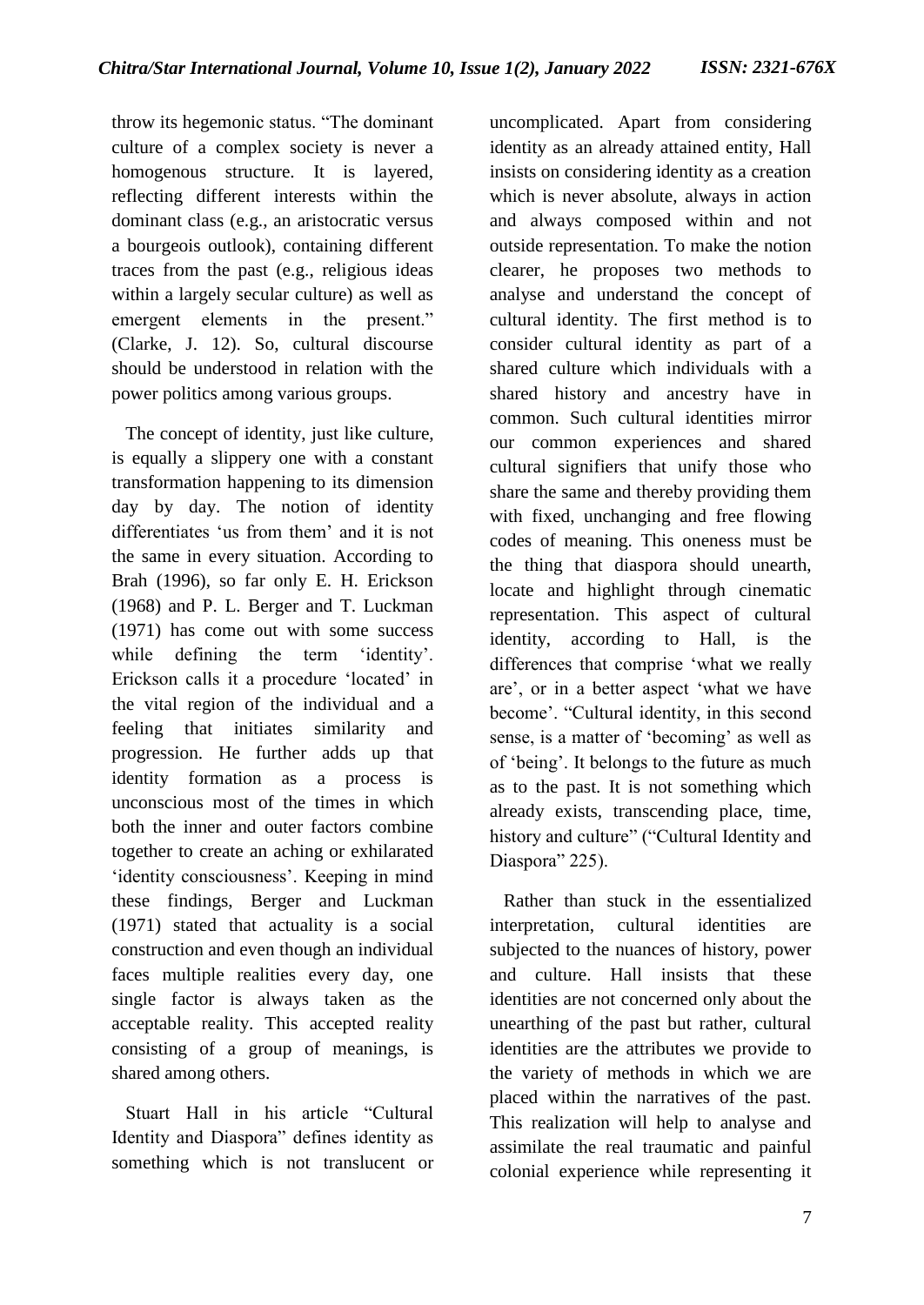throw its hegemonic status. "The dominant culture of a complex society is never a homogenous structure. It is layered, reflecting different interests within the dominant class (e.g., an aristocratic versus a bourgeois outlook), containing different traces from the past (e.g., religious ideas within a largely secular culture) as well as emergent elements in the present." (Clarke, J. 12). So, cultural discourse should be understood in relation with the power politics among various groups.

The concept of identity, just like culture, is equally a slippery one with a constant transformation happening to its dimension day by day. The notion of identity differentiates 'us from them' and it is not the same in every situation. According to Brah (1996), so far only E. H. Erickson (1968) and P. L. Berger and T. Luckman (1971) has come out with some success while defining the term 'identity'. Erickson calls it a procedure 'located' in the vital region of the individual and a feeling that initiates similarity and progression. He further adds up that identity formation as a process is unconscious most of the times in which both the inner and outer factors combine together to create an aching or exhilarated 'identity consciousness'. Keeping in mind these findings, Berger and Luckman (1971) stated that actuality is a social construction and even though an individual faces multiple realities every day, one single factor is always taken as the acceptable reality. This accepted reality consisting of a group of meanings, is shared among others.

Stuart Hall in his article "Cultural Identity and Diaspora" defines identity as something which is not translucent or uncomplicated. Apart from considering identity as an already attained entity, Hall insists on considering identity as a creation which is never absolute, always in action and always composed within and not outside representation. To make the notion clearer, he proposes two methods to analyse and understand the concept of cultural identity. The first method is to consider cultural identity as part of a shared culture which individuals with a shared history and ancestry have in common. Such cultural identities mirror our common experiences and shared cultural signifiers that unify those who share the same and thereby providing them with fixed, unchanging and free flowing codes of meaning. This oneness must be the thing that diaspora should unearth, locate and highlight through cinematic representation. This aspect of cultural identity, according to Hall, is the differences that comprise 'what we really are', or in a better aspect 'what we have become'. "Cultural identity, in this second sense, is a matter of 'becoming' as well as of 'being'. It belongs to the future as much as to the past. It is not something which already exists, transcending place, time, history and culture" ("Cultural Identity and Diaspora" 225).

Rather than stuck in the essentialized interpretation, cultural identities are subjected to the nuances of history, power and culture. Hall insists that these identities are not concerned only about the unearthing of the past but rather, cultural identities are the attributes we provide to the variety of methods in which we are placed within the narratives of the past. This realization will help to analyse and assimilate the real traumatic and painful colonial experience while representing it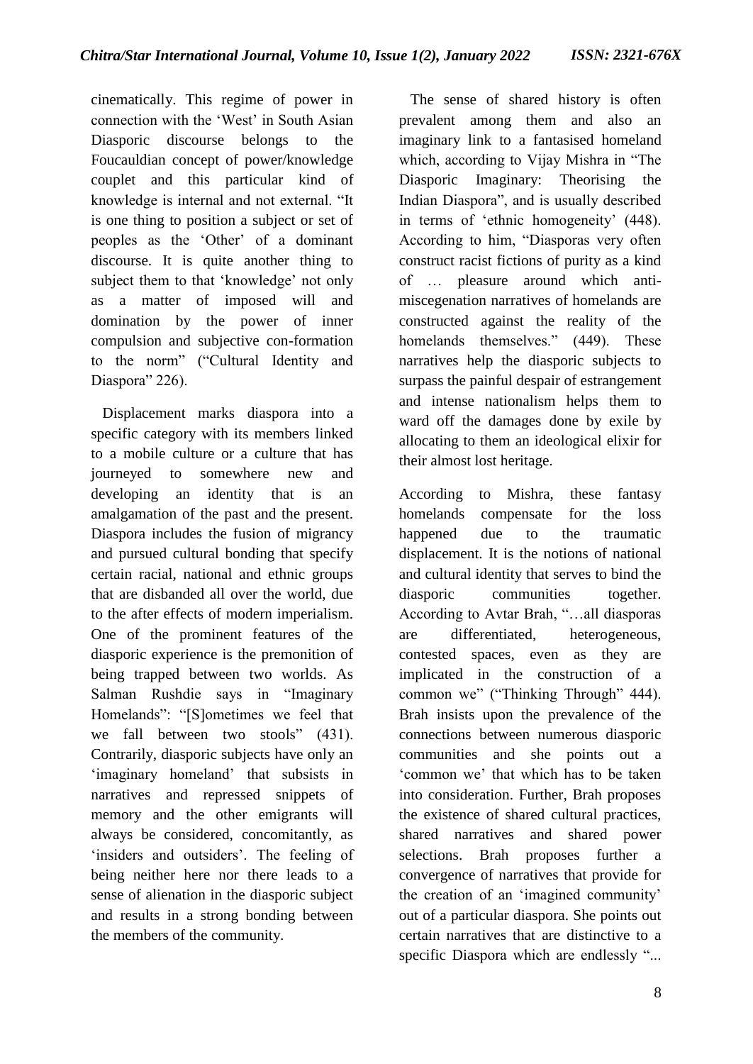cinematically. This regime of power in connection with the 'West' in South Asian Diasporic discourse belongs to the Foucauldian concept of power/knowledge couplet and this particular kind of knowledge is internal and not external. "It is one thing to position a subject or set of peoples as the 'Other' of a dominant discourse. It is quite another thing to subject them to that 'knowledge' not only as a matter of imposed will and domination by the power of inner compulsion and subjective con-formation to the norm" ("Cultural Identity and Diaspora" 226).

Displacement marks diaspora into a specific category with its members linked to a mobile culture or a culture that has journeyed to somewhere new and developing an identity that is an amalgamation of the past and the present. Diaspora includes the fusion of migrancy and pursued cultural bonding that specify certain racial, national and ethnic groups that are disbanded all over the world, due to the after effects of modern imperialism. One of the prominent features of the diasporic experience is the premonition of being trapped between two worlds. As Salman Rushdie says in "Imaginary Homelands": "[S]ometimes we feel that we fall between two stools" (431). Contrarily, diasporic subjects have only an 'imaginary homeland' that subsists in narratives and repressed snippets of memory and the other emigrants will always be considered, concomitantly, as 'insiders and outsiders'. The feeling of being neither here nor there leads to a sense of alienation in the diasporic subject and results in a strong bonding between the members of the community.

The sense of shared history is often prevalent among them and also an imaginary link to a fantasised homeland which, according to Vijay Mishra in "The Diasporic Imaginary: Theorising the Indian Diaspora", and is usually described in terms of 'ethnic homogeneity' (448). According to him, "Diasporas very often construct racist fictions of purity as a kind of … pleasure around which anti-miscegenation narratives of homelands are constructed against the reality of the homelands themselves." (449). These narratives help the diasporic subjects to surpass the painful despair of estrangement and intense nationalism helps them to ward off the damages done by exile by allocating to them an ideological elixir for their almost lost heritage.

According to Mishra, these fantasy homelands compensate for the loss happened due to the traumatic displacement. It is the notions of national and cultural identity that serves to bind the diasporic communities together. According to Avtar Brah, "…all diasporas are differentiated, heterogeneous, contested spaces, even as they are implicated in the construction of a common we" ("Thinking Through" 444). Brah insists upon the prevalence of the connections between numerous diasporic communities and she points out a 'common we' that which has to be taken into consideration. Further, Brah proposes the existence of shared cultural practices, shared narratives and shared power selections. Brah proposes further a convergence of narratives that provide for the creation of an 'imagined community' out of a particular diaspora. She points out certain narratives that are distinctive to a specific Diaspora which are endlessly "...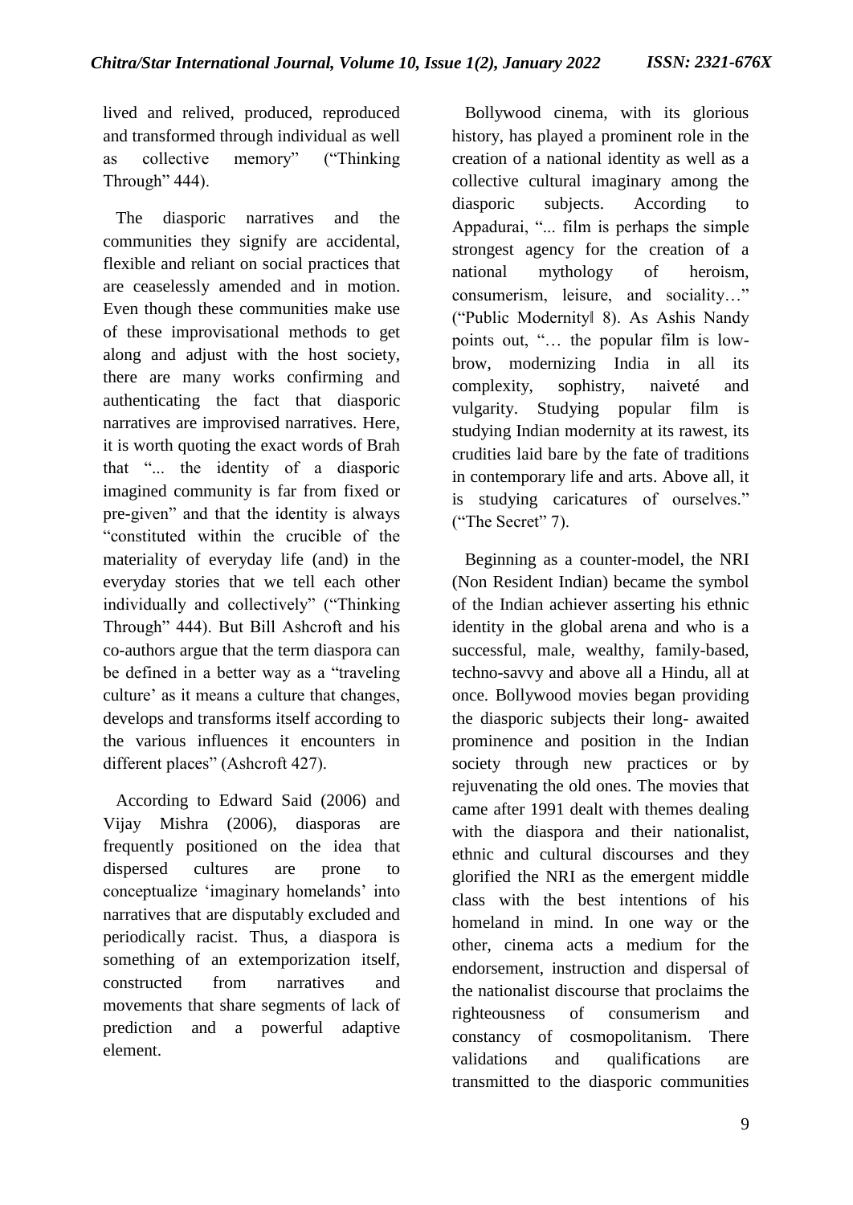lived and relived, produced, reproduced and transformed through individual as well as collective memory" ("Thinking Through" 444).

The diasporic narratives and the communities they signify are accidental, flexible and reliant on social practices that are ceaselessly amended and in motion. Even though these communities make use of these improvisational methods to get along and adjust with the host society, there are many works confirming and authenticating the fact that diasporic narratives are improvised narratives. Here, it is worth quoting the exact words of Brah that "... the identity of a diasporic imagined community is far from fixed or pre-given" and that the identity is always "constituted within the crucible of the materiality of everyday life (and) in the everyday stories that we tell each other individually and collectively" ("Thinking Through" 444). But Bill Ashcroft and his co-authors argue that the term diaspora can be defined in a better way as a "traveling culture' as it means a culture that changes, develops and transforms itself according to the various influences it encounters in different places" (Ashcroft 427).

According to Edward Said (2006) and Vijay Mishra (2006), diasporas are frequently positioned on the idea that dispersed cultures are prone to conceptualize 'imaginary homelands' into narratives that are disputably excluded and periodically racist. Thus, a diaspora is something of an extemporization itself, constructed from narratives and movements that share segments of lack of prediction and a powerful adaptive element.

Bollywood cinema, with its glorious history, has played a prominent role in the creation of a national identity as well as a collective cultural imaginary among the diasporic subjects. According to Appadurai, "... film is perhaps the simple strongest agency for the creation of a national mythology of heroism, consumerism, leisure, and sociality…" ("Public Modernity‖ 8). As Ashis Nandy points out, "… the popular film is low-brow, modernizing India in all its complexity, sophistry, naiveté and vulgarity. Studying popular film is studying Indian modernity at its rawest, its crudities laid bare by the fate of traditions in contemporary life and arts. Above all, it is studying caricatures of ourselves." ("The Secret" 7).

Beginning as a counter-model, the NRI (Non Resident Indian) became the symbol of the Indian achiever asserting his ethnic identity in the global arena and who is a successful, male, wealthy, family-based, techno-savvy and above all a Hindu, all at once. Bollywood movies began providing the diasporic subjects their long- awaited prominence and position in the Indian society through new practices or by rejuvenating the old ones. The movies that came after 1991 dealt with themes dealing with the diaspora and their nationalist, ethnic and cultural discourses and they glorified the NRI as the emergent middle class with the best intentions of his homeland in mind. In one way or the other, cinema acts a medium for the endorsement, instruction and dispersal of the nationalist discourse that proclaims the righteousness of consumerism and constancy of cosmopolitanism. There validations and qualifications are transmitted to the diasporic communities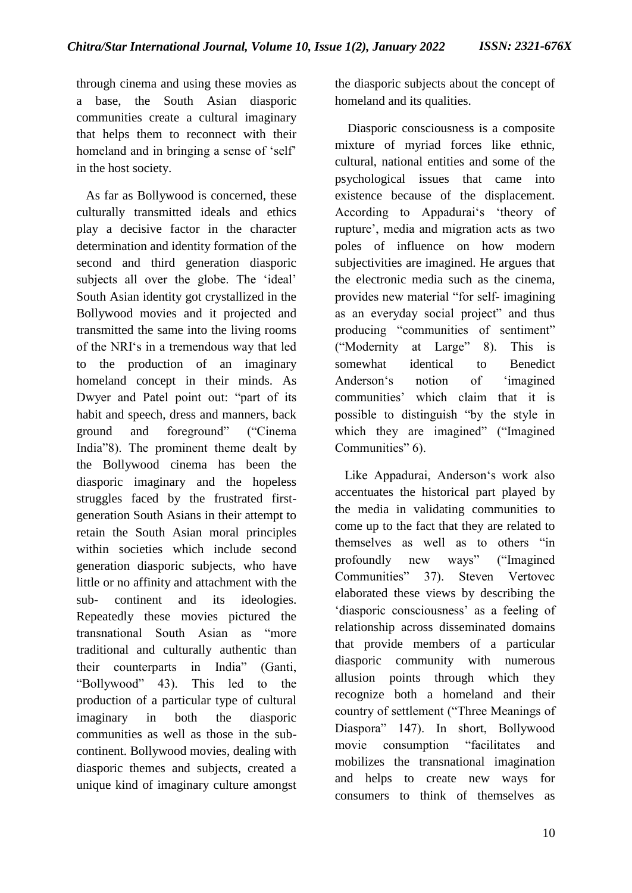through cinema and using these movies as a base, the South Asian diasporic communities create a cultural imaginary that helps them to reconnect with their homeland and in bringing a sense of 'self' in the host society.

As far as Bollywood is concerned, these culturally transmitted ideals and ethics play a decisive factor in the character determination and identity formation of the second and third generation diasporic subjects all over the globe. The 'ideal' South Asian identity got crystallized in the Bollywood movies and it projected and transmitted the same into the living rooms of the NRI's in a tremendous way that led to the production of an imaginary homeland concept in their minds. As Dwyer and Patel point out: "part of its habit and speech, dress and manners, back ground and foreground" ("Cinema India"8). The prominent theme dealt by the Bollywood cinema has been the diasporic imaginary and the hopeless struggles faced by the frustrated first-generation South Asians in their attempt to retain the South Asian moral principles within societies which include second generation diasporic subjects, who have little or no affinity and attachment with the sub- continent and its ideologies. Repeatedly these movies pictured the transnational South Asian as "more traditional and culturally authentic than their counterparts in India" (Ganti, "Bollywood" 43). This led to the production of a particular type of cultural imaginary in both the diasporic communities as well as those in the sub-continent. Bollywood movies, dealing with diasporic themes and subjects, created a unique kind of imaginary culture amongst the diasporic subjects about the concept of homeland and its qualities.

Diasporic consciousness is a composite mixture of myriad forces like ethnic, cultural, national entities and some of the psychological issues that came into existence because of the displacement. According to Appadurai's 'theory of rupture', media and migration acts as two poles of influence on how modern subjectivities are imagined. He argues that the electronic media such as the cinema, provides new material "for self- imagining as an everyday social project" and thus producing "communities of sentiment" ("Modernity at Large" 8). This is somewhat identical to Benedict Anderson's notion of 'imagined communities' which claim that it is possible to distinguish "by the style in which they are imagined" ("Imagined Communities" 6).

Like Appadurai, Anderson's work also accentuates the historical part played by the media in validating communities to come up to the fact that they are related to themselves as well as to others "in profoundly new ways" ("Imagined Communities" 37). Steven Vertovec elaborated these views by describing the 'diasporic consciousness' as a feeling of relationship across disseminated domains that provide members of a particular diasporic community with numerous allusion points through which they recognize both a homeland and their country of settlement ("Three Meanings of Diaspora" 147). In short, Bollywood movie consumption "facilitates and mobilizes the transnational imagination and helps to create new ways for consumers to think of themselves as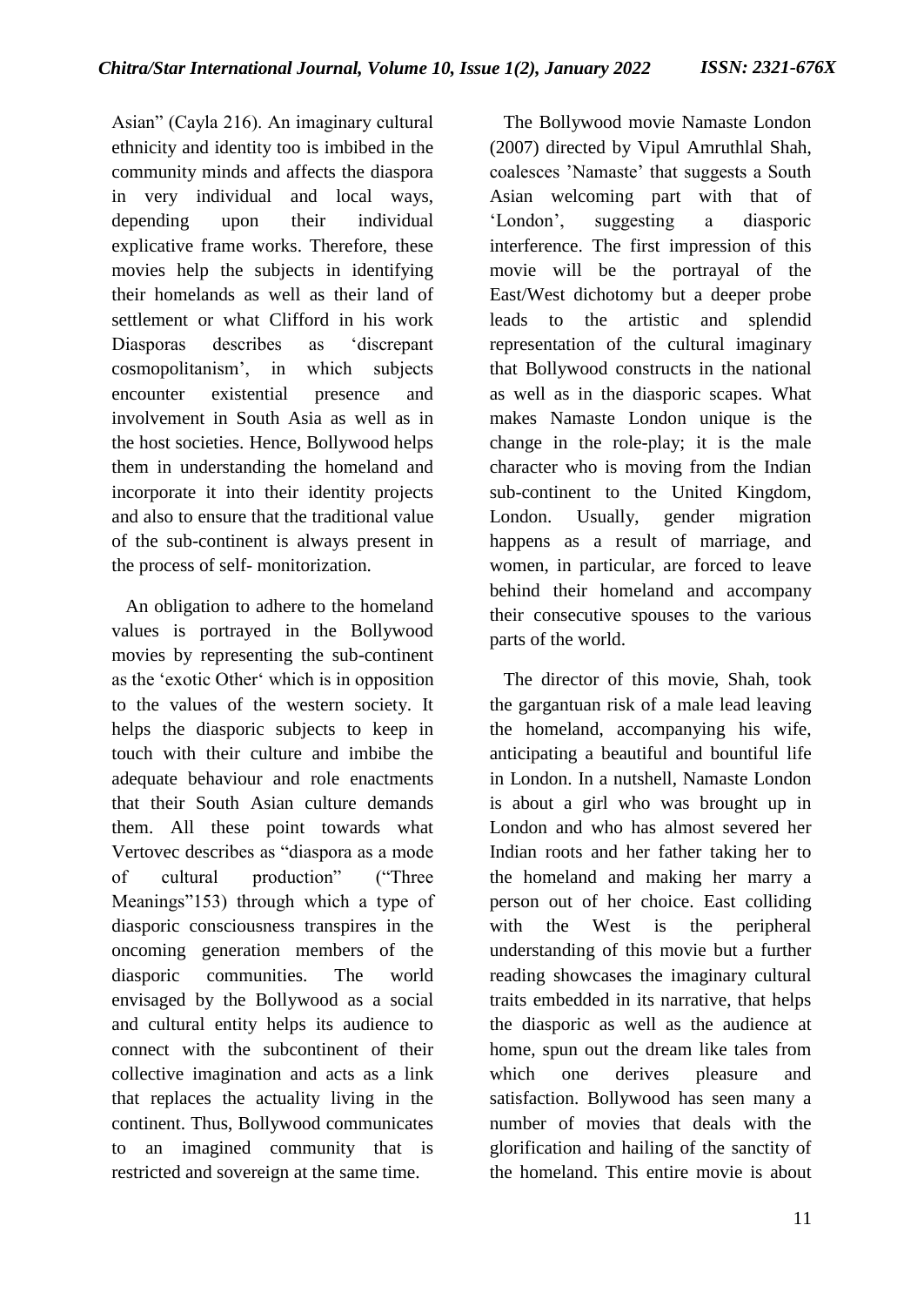Asian" (Cayla 216). An imaginary cultural ethnicity and identity too is imbibed in the community minds and affects the diaspora in very individual and local ways, depending upon their individual explicative frame works. Therefore, these movies help the subjects in identifying their homelands as well as their land of settlement or what Clifford in his work Diasporas describes as 'discrepant cosmopolitanism', in which subjects encounter existential presence and involvement in South Asia as well as in the host societies. Hence, Bollywood helps them in understanding the homeland and incorporate it into their identity projects and also to ensure that the traditional value of the sub-continent is always present in the process of self- monitorization.

An obligation to adhere to the homeland values is portrayed in the Bollywood movies by representing the sub-continent as the 'exotic Other' which is in opposition to the values of the western society. It helps the diasporic subjects to keep in touch with their culture and imbibe the adequate behaviour and role enactments that their South Asian culture demands them. All these point towards what Vertovec describes as "diaspora as a mode of cultural production" ("Three Meanings"153) through which a type of diasporic consciousness transpires in the oncoming generation members of the diasporic communities. The world envisaged by the Bollywood as a social and cultural entity helps its audience to connect with the subcontinent of their collective imagination and acts as a link that replaces the actuality living in the continent. Thus, Bollywood communicates to an imagined community that is restricted and sovereign at the same time.

The Bollywood movie Namaste London (2007) directed by Vipul Amruthlal Shah, coalesces 'Namaste' that suggests a South Asian welcoming part with that of 'London', suggesting a diasporic interference. The first impression of this movie will be the portrayal of the East/West dichotomy but a deeper probe leads to the artistic and splendid representation of the cultural imaginary that Bollywood constructs in the national as well as in the diasporic scapes. What makes Namaste London unique is the change in the role-play; it is the male character who is moving from the Indian sub-continent to the United Kingdom, London. Usually, gender migration happens as a result of marriage, and women, in particular, are forced to leave behind their homeland and accompany their consecutive spouses to the various parts of the world.

The director of this movie, Shah, took the gargantuan risk of a male lead leaving the homeland, accompanying his wife, anticipating a beautiful and bountiful life in London. In a nutshell, Namaste London is about a girl who was brought up in London and who has almost severed her Indian roots and her father taking her to the homeland and making her marry a person out of her choice. East colliding with the West is the peripheral understanding of this movie but a further reading showcases the imaginary cultural traits embedded in its narrative, that helps the diasporic as well as the audience at home, spun out the dream like tales from which one derives pleasure and satisfaction. Bollywood has seen many a number of movies that deals with the glorification and hailing of the sanctity of the homeland. This entire movie is about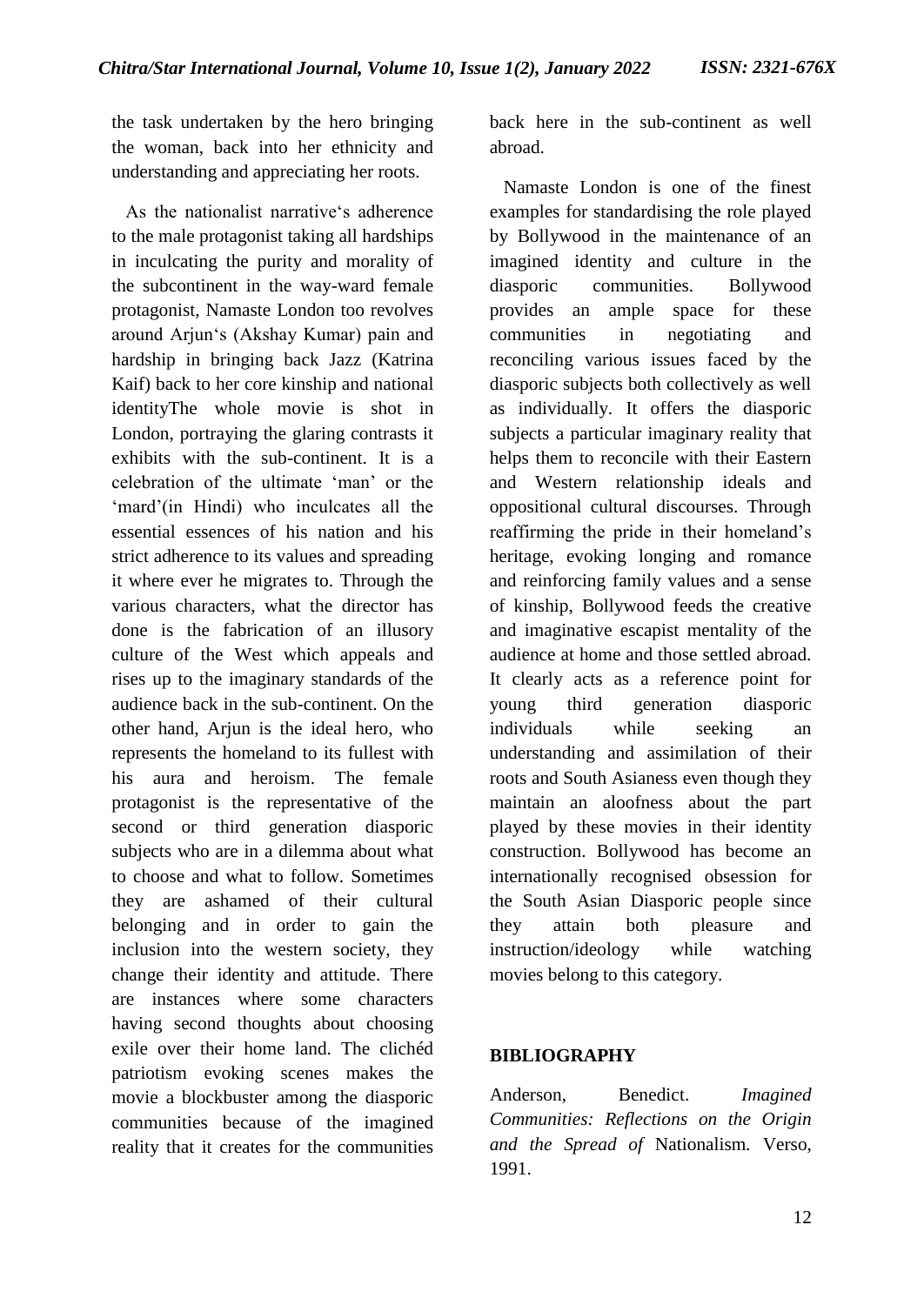the task undertaken by the hero bringing the woman, back into her ethnicity and understanding and appreciating her roots.

As the nationalist narrative‘s adherence to the male protagonist taking all hardships in inculcating the purity and morality of the subcontinent in the way-ward female protagonist, Namaste London too revolves around Arjun‘s (Akshay Kumar) pain and hardship in bringing back Jazz (Katrina Kaif) back to her core kinship and national identityThe whole movie is shot in London, portraying the glaring contrasts it exhibits with the sub-continent. It is a celebration of the ultimate ‘man’ or the ‘mard’(in Hindi) who inculcates all the essential essences of his nation and his strict adherence to its values and spreading it where ever he migrates to. Through the various characters, what the director has done is the fabrication of an illusory culture of the West which appeals and rises up to the imaginary standards of the audience back in the sub-continent. On the other hand, Arjun is the ideal hero, who represents the homeland to its fullest with his aura and heroism. The female protagonist is the representative of the second or third generation diasporic subjects who are in a dilemma about what to choose and what to follow. Sometimes they are ashamed of their cultural belonging and in order to gain the inclusion into the western society, they change their identity and attitude. There are instances where some characters having second thoughts about choosing exile over their home land. The clichéd patriotism evoking scenes makes the movie a blockbuster among the diasporic communities because of the imagined reality that it creates for the communities back here in the sub-continent as well abroad.

Namaste London is one of the finest examples for standardising the role played by Bollywood in the maintenance of an imagined identity and culture in the diasporic communities. Bollywood provides an ample space for these communities in negotiating and reconciling various issues faced by the diasporic subjects both collectively as well as individually. It offers the diasporic subjects a particular imaginary reality that helps them to reconcile with their Eastern and Western relationship ideals and oppositional cultural discourses. Through reaffirming the pride in their homeland’s heritage, evoking longing and romance and reinforcing family values and a sense of kinship, Bollywood feeds the creative and imaginative escapist mentality of the audience at home and those settled abroad. It clearly acts as a reference point for young third generation diasporic individuals while seeking an understanding and assimilation of their roots and South Asianess even though they maintain an aloofness about the part played by these movies in their identity construction. Bollywood has become an internationally recognised obsession for the South Asian Diasporic people since they attain both pleasure and instruction/ideology while watching movies belong to this category.

## BIBLIOGRAPHY

Anderson, Benedict. *Imagined Communities: Reflections on the Origin and the Spread of* Nationalism. Verso, 1991.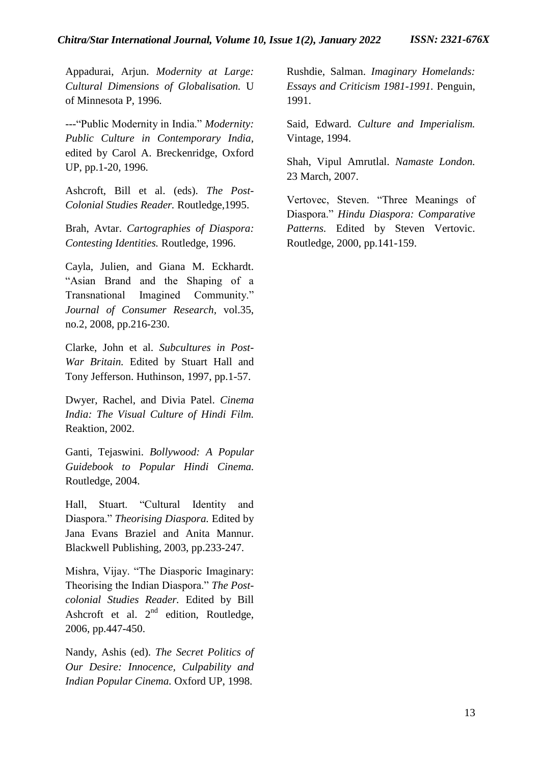Appadurai, Arjun. *Modernity at Large: Cultural Dimensions of Globalisation.* U of Minnesota P, 1996.

---"Public Modernity in India." *Modernity: Public Culture in Contemporary India*, edited by Carol A. Breckenridge, Oxford UP, pp.1-20, 1996.

Ashcroft, Bill et al. (eds). *The Post-Colonial Studies Reader.* Routledge,1995.

Brah, Avtar. *Cartographies of Diaspora: Contesting Identities.* Routledge, 1996.

Cayla, Julien, and Giana M. Eckhardt. "Asian Brand and the Shaping of a Transnational Imagined Community." *Journal of Consumer Research*, vol.35, no.2, 2008, pp.216-230.

Clarke, John et al. *Subcultures in Post-War Britain.* Edited by Stuart Hall and Tony Jefferson. Huthinson, 1997, pp.1-57.

Dwyer, Rachel, and Divia Patel. *Cinema India: The Visual Culture of Hindi Film.* Reaktion, 2002.

Ganti, Tejaswini. *Bollywood: A Popular Guidebook to Popular Hindi Cinema.* Routledge, 2004.

Hall, Stuart. "Cultural Identity and Diaspora." *Theorising Diaspora.* Edited by Jana Evans Braziel and Anita Mannur. Blackwell Publishing, 2003, pp.233-247.

Mishra, Vijay. "The Diasporic Imaginary: Theorising the Indian Diaspora." *The Post-colonial Studies Reader.* Edited by Bill Ashcroft et al. 2nd edition, Routledge, 2006, pp.447-450.

Nandy, Ashis (ed). *The Secret Politics of Our Desire: Innocence, Culpability and Indian Popular Cinema.* Oxford UP, 1998.

Rushdie, Salman. *Imaginary Homelands: Essays and Criticism 1981-1991.* Penguin, 1991.

Said, Edward. *Culture and Imperialism.* Vintage, 1994.

Shah, Vipul Amrutlal. *Namaste London.* 23 March, 2007.

Vertovec, Steven. "Three Meanings of Diaspora." *Hindu Diaspora: Comparative Patterns.* Edited by Steven Vertovic. Routledge, 2000, pp.141-159.